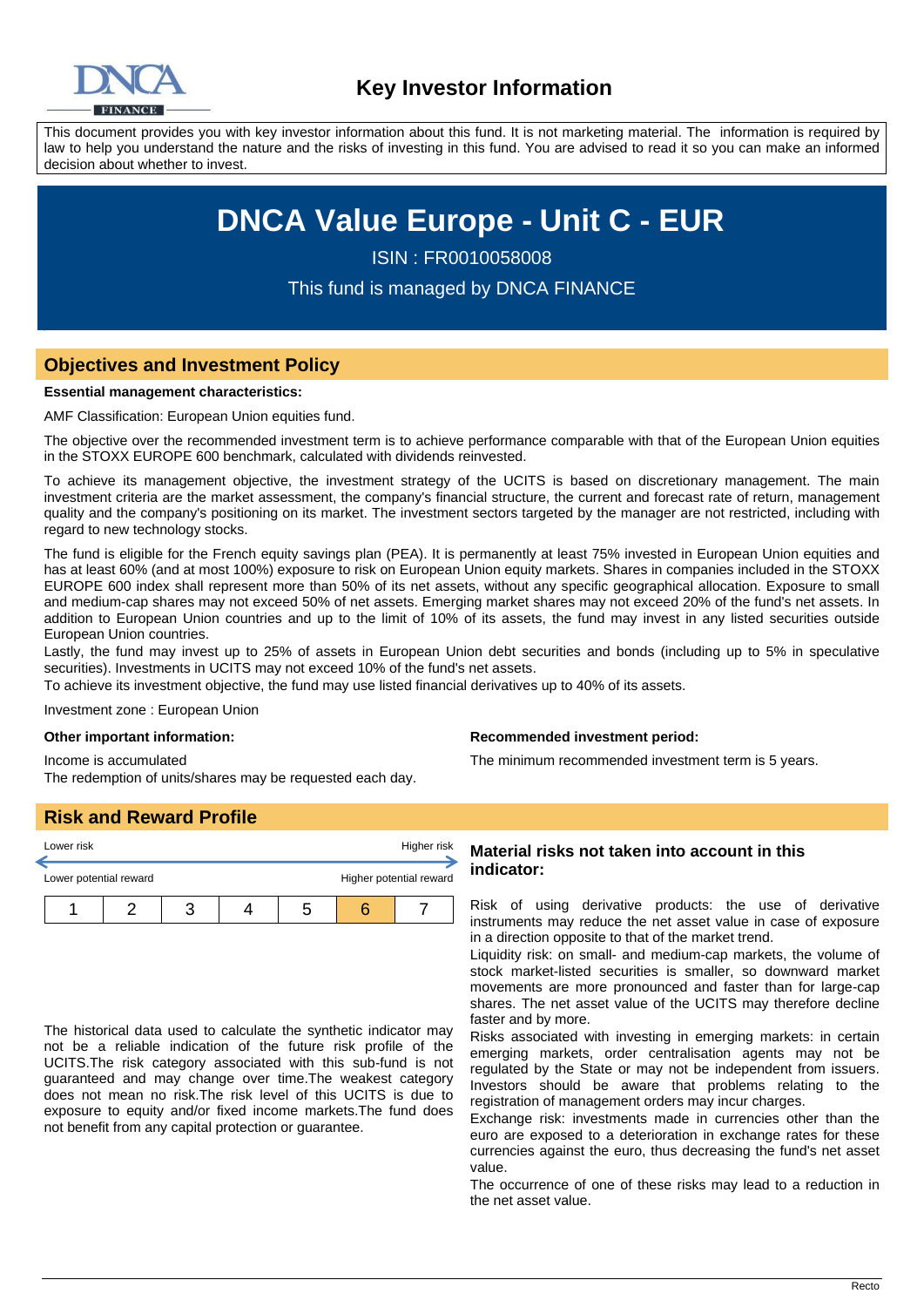# Key Investor Information

This document provides you with key investor information about this fund. It is not marketing material. The information is required by law to help you understand the nature and the risks of investing in this fund. You are advised to read it so you can make an informed decision about whether to invest.

# DNCA Value Europe - Unit C - EUR

ISIN : FR0010058008

This fund is managed by DNCA FINANCE

## Objectives and Investment Policy

**Essential management characteristics:**

AMF Classification: European Union equities fund.

The objective over the recommended investment term is to achieve performance comparable with that of the European Union equities in the STOXX EUROPE 600 benchmark, calculated with dividends reinvested.

To achieve its management objective, the investment strategy of the UCITS is based on discretionary management. The main investment criteria are the market assessment, the company's financial structure, the current and forecast rate of return, management quality and the company's positioning on its market. The investment sectors targeted by the manager are not restricted, including with regard to new technology stocks.

The fund is eligible for the French equity savings plan (PEA). It is permanently at least 75% invested in European Union equities and has at least 60% (and at most 100%) exposure to risk on European Union equity markets. Shares in companies included in the STOXX EUROPE 600 index shall represent more than 50% of its net assets, without any specific geographical allocation. Exposure to small and medium-cap shares may not exceed 50% of net assets. Emerging market shares may not exceed 20% of the fund's net assets. In addition to European Union countries and up to the limit of 10% of its assets, the fund may invest in any listed securities outside European Union countries.
Lastly, the fund may invest up to 25% of assets in European Union debt securities and bonds (including up to 5% in speculative securities). Investments in UCITS may not exceed 10% of the fund's net assets.
To achieve its investment objective, the fund may use listed financial derivatives up to 40% of its assets.

Investment zone : European Union

**Other important information:**

Income is accumulated
The redemption of units/shares may be requested each day.

**Recommended investment period:**

The minimum recommended investment term is 5 years.

## Risk and Reward Profile

Lower risk — Higher risk

Lower potential reward — Higher potential reward

| 1 | 2 | 3 | 4 | 5 | **6** | 7 |
|---|---|---|---|---|---|---|

The historical data used to calculate the synthetic indicator may not be a reliable indication of the future risk profile of the UCITS.The risk category associated with this sub-fund is not guaranteed and may change over time.The weakest category does not mean no risk.The risk level of this UCITS is due to exposure to equity and/or fixed income markets.The fund does not benefit from any capital protection or guarantee.

### Material risks not taken into account in this indicator:

Risk of using derivative products: the use of derivative instruments may reduce the net asset value in case of exposure in a direction opposite to that of the market trend.
Liquidity risk: on small- and medium-cap markets, the volume of stock market-listed securities is smaller, so downward market movements are more pronounced and faster than for large-cap shares. The net asset value of the UCITS may therefore decline faster and by more.
Risks associated with investing in emerging markets: in certain emerging markets, order centralisation agents may not be regulated by the State or may not be independent from issuers. Investors should be aware that problems relating to the registration of management orders may incur charges.
Exchange risk: investments made in currencies other than the euro are exposed to a deterioration in exchange rates for these currencies against the euro, thus decreasing the fund's net asset value.
The occurrence of one of these risks may lead to a reduction in the net asset value.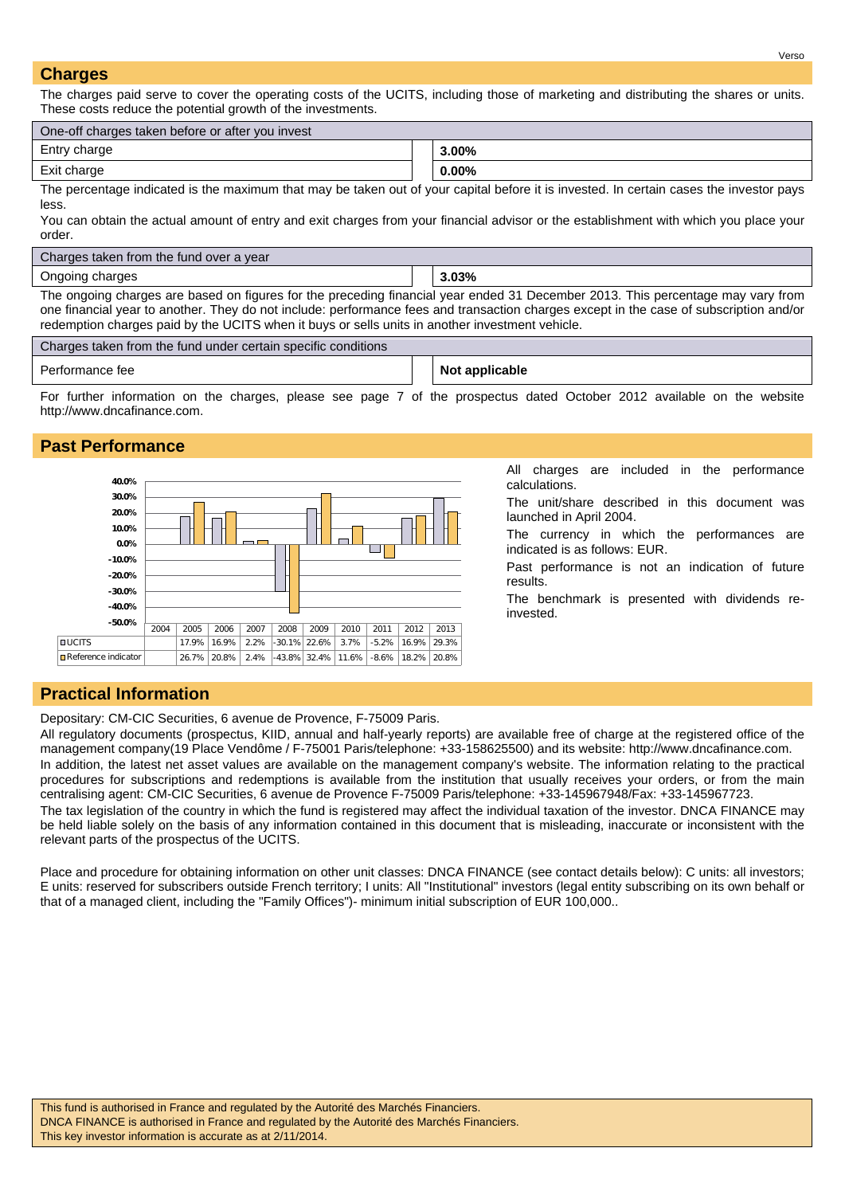## Charges

The charges paid serve to cover the operating costs of the UCITS, including those of marketing and distributing the shares or units. These costs reduce the potential growth of the investments.

| One-off charges taken before or after you invest | |
|---|---|
| Entry charge | **3.00%** |
| Exit charge | **0.00%** |

The percentage indicated is the maximum that may be taken out of your capital before it is invested. In certain cases the investor pays less.

You can obtain the actual amount of entry and exit charges from your financial advisor or the establishment with which you place your order.

| Charges taken from the fund over a year | |
|---|---|
| Ongoing charges | **3.03%** |

The ongoing charges are based on figures for the preceding financial year ended 31 December 2013. This percentage may vary from one financial year to another. They do not include: performance fees and transaction charges except in the case of subscription and/or redemption charges paid by the UCITS when it buys or sells units in another investment vehicle.

| Charges taken from the fund under certain specific conditions | |
|---|---|
| Performance fee | **Not applicable** |

For further information on the charges, please see page 7 of the prospectus dated October 2012 available on the website http://www.dncafinance.com.

## Past Performance

40.0%
30.0%
20.0%
10.0%
0.0%
-10.0%
-20.0%
-30.0%
-40.0%
-50.0%

2004 2005 2006 2007 2008 2009 2010 2011 2012 2013

UCITS: 17.9% 16.9% 2.2% -30.1% 22.6% 3.7% -5.2% 16.9% 29.3%

Reference indicator: 26.7% 20.8% 2.4% -43.8% 32.4% 11.6% -8.6% 18.2% 20.8%

All charges are included in the performance calculations.

The unit/share described in this document was launched in April 2004.

The currency in which the performances are indicated is as follows: EUR.

Past performance is not an indication of future results.

The benchmark is presented with dividends re-invested.

## Practical Information

Depositary: CM-CIC Securities, 6 avenue de Provence, F-75009 Paris.

All regulatory documents (prospectus, KIID, annual and half-yearly reports) are available free of charge at the registered office of the management company(19 Place Vendôme / F-75001 Paris/telephone: +33-158625500) and its website: http://www.dncafinance.com.

In addition, the latest net asset values are available on the management company's website. The information relating to the practical procedures for subscriptions and redemptions is available from the institution that usually receives your orders, or from the main centralising agent: CM-CIC Securities, 6 avenue de Provence F-75009 Paris/telephone: +33-145967948/Fax: +33-145967723.

The tax legislation of the country in which the fund is registered may affect the individual taxation of the investor. DNCA FINANCE may be held liable solely on the basis of any information contained in this document that is misleading, inaccurate or inconsistent with the relevant parts of the prospectus of the UCITS.

Place and procedure for obtaining information on other unit classes: DNCA FINANCE (see contact details below): C units: all investors; E units: reserved for subscribers outside French territory; I units: All "Institutional" investors (legal entity subscribing on its own behalf or that of a managed client, including the "Family Offices")- minimum initial subscription of EUR 100,000..

This fund is authorised in France and regulated by the Autorité des Marchés Financiers.
DNCA FINANCE is authorised in France and regulated by the Autorité des Marchés Financiers.
This key investor information is accurate as at 2/11/2014.